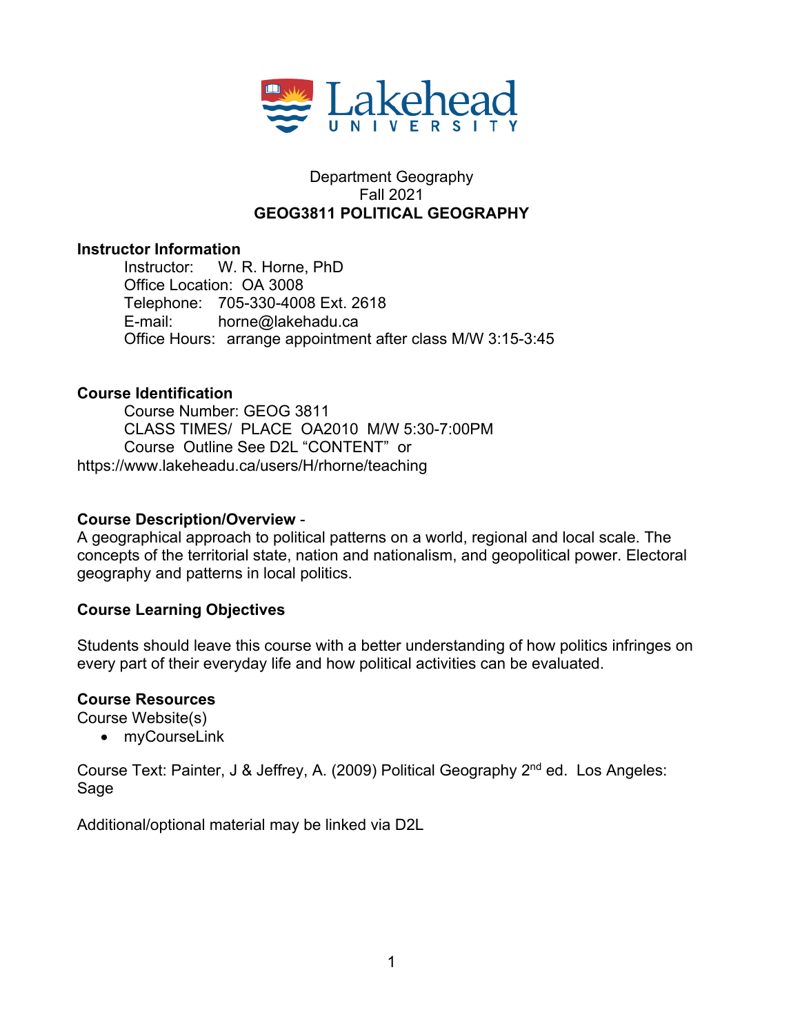Department Geography
Fall 2021
**GEOG3811 POLITICAL GEOGRAPHY**

**Instructor Information**

Instructor: W. R. Horne, PhD
Office Location: OA 3008
Telephone: 705-330-4008 Ext. 2618
E-mail: horne@lakehadu.ca
Office Hours: arrange appointment after class M/W 3:15-3:45

**Course Identification**

Course Number: GEOG 3811
CLASS TIMES/ PLACE OA2010 M/W 5:30-7:00PM
Course Outline See D2L "CONTENT" or
https://www.lakeheadu.ca/users/H/rhorne/teaching

**Course Description/Overview** -
A geographical approach to political patterns on a world, regional and local scale. The concepts of the territorial state, nation and nationalism, and geopolitical power. Electoral geography and patterns in local politics.

**Course Learning Objectives**

Students should leave this course with a better understanding of how politics infringes on every part of their everyday life and how political activities can be evaluated.

**Course Resources**

Course Website(s)

- myCourseLink

Course Text: Painter, J & Jeffrey, A. (2009) Political Geography 2nd ed. Los Angeles: Sage

Additional/optional material may be linked via D2L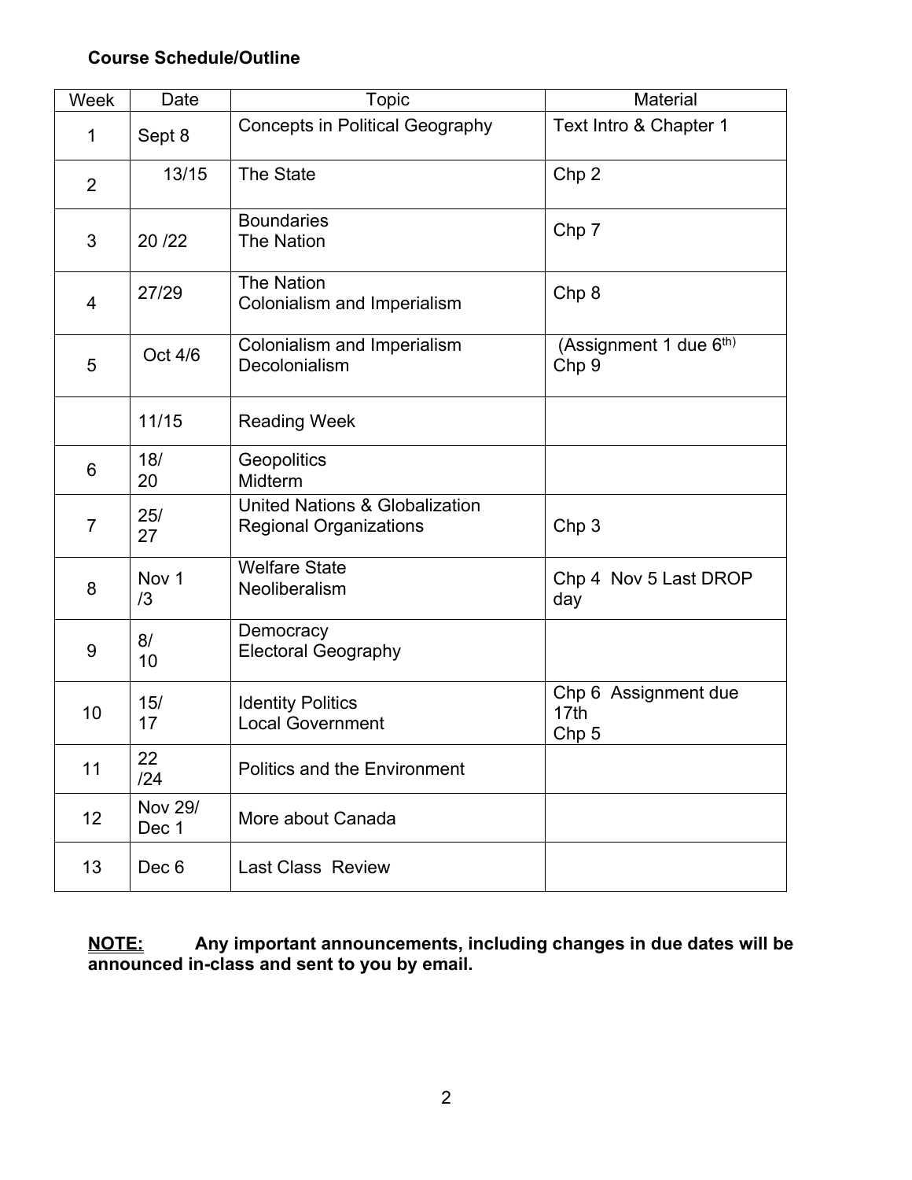**Course Schedule/Outline**

| Week | Date | Topic | Material |
|---|---|---|---|
| 1 | Sept 8 | Concepts in Political Geography | Text Intro & Chapter 1 |
| 2 | 13/15 | The State | Chp 2 |
| 3 | 20 /22 | Boundaries<br>The Nation | Chp 7 |
| 4 | 27/29 | The Nation<br>Colonialism and Imperialism | Chp 8 |
| 5 | Oct 4/6 | Colonialism and Imperialism<br>Decolonialism | (Assignment 1 due 6th)<br>Chp 9 |
| | 11/15 | Reading Week | |
| 6 | 18/<br>20 | Geopolitics<br>Midterm | |
| 7 | 25/<br>27 | United Nations & Globalization<br>Regional Organizations | Chp 3 |
| 8 | Nov 1<br>/3 | Welfare State<br>Neoliberalism | Chp 4 Nov 5 Last DROP day |
| 9 | 8/<br>10 | Democracy<br>Electoral Geography | |
| 10 | 15/<br>17 | Identity Politics<br>Local Government | Chp 6 Assignment due 17th<br>Chp 5 |
| 11 | 22<br>/24 | Politics and the Environment | |
| 12 | Nov 29/<br>Dec 1 | More about Canada | |
| 13 | Dec 6 | Last Class Review | |

**<u>NOTE:</u> Any important announcements, including changes in due dates will be announced in-class and sent to you by email.**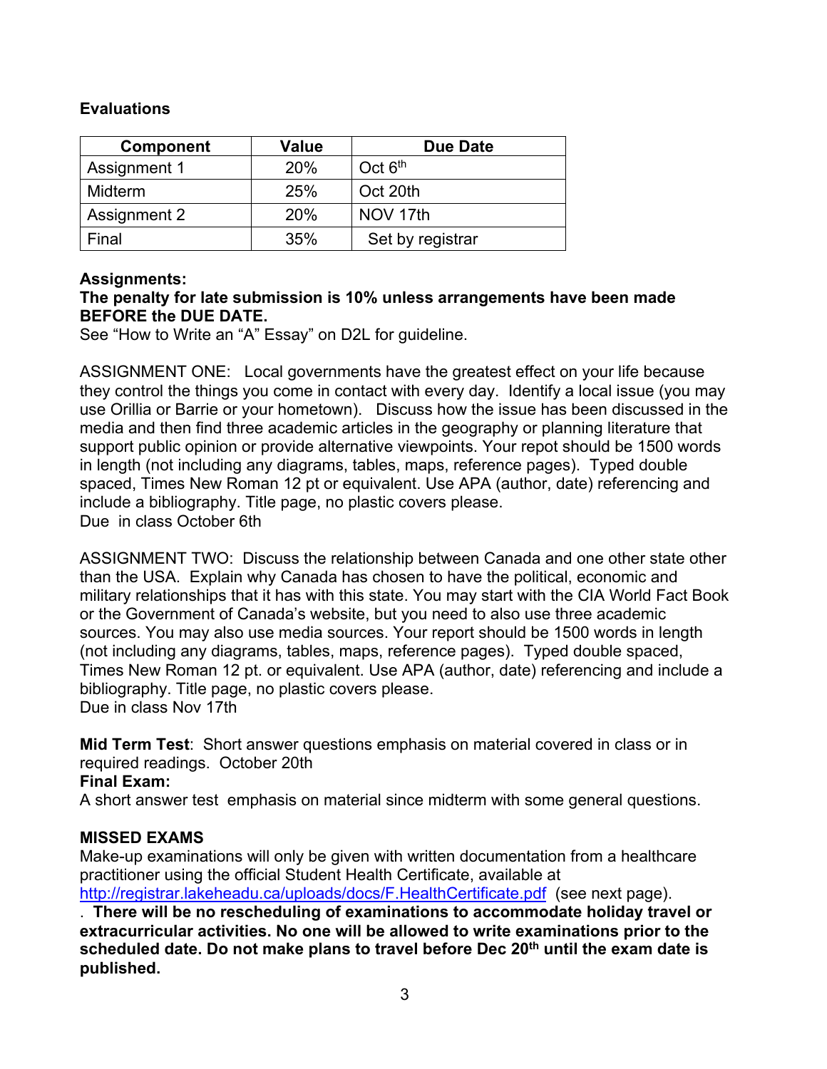**Evaluations**

| Component | Value | Due Date |
|---|---|---|
| Assignment 1 | 20% | Oct 6th |
| Midterm | 25% | Oct 20th |
| Assignment 2 | 20% | NOV 17th |
| Final | 35% | Set by registrar |

**Assignments:**

**The penalty for late submission is 10% unless arrangements have been made BEFORE the DUE DATE.**

See "How to Write an "A" Essay" on D2L for guideline.

ASSIGNMENT ONE: Local governments have the greatest effect on your life because they control the things you come in contact with every day. Identify a local issue (you may use Orillia or Barrie or your hometown). Discuss how the issue has been discussed in the media and then find three academic articles in the geography or planning literature that support public opinion or provide alternative viewpoints. Your repot should be 1500 words in length (not including any diagrams, tables, maps, reference pages). Typed double spaced, Times New Roman 12 pt or equivalent. Use APA (author, date) referencing and include a bibliography. Title page, no plastic covers please.
Due in class October 6th

ASSIGNMENT TWO: Discuss the relationship between Canada and one other state other than the USA. Explain why Canada has chosen to have the political, economic and military relationships that it has with this state. You may start with the CIA World Fact Book or the Government of Canada's website, but you need to also use three academic sources. You may also use media sources. Your report should be 1500 words in length (not including any diagrams, tables, maps, reference pages). Typed double spaced, Times New Roman 12 pt. or equivalent. Use APA (author, date) referencing and include a bibliography. Title page, no plastic covers please.
Due in class Nov 17th

**Mid Term Test**: Short answer questions emphasis on material covered in class or in required readings. October 20th

**Final Exam:**

A short answer test emphasis on material since midterm with some general questions.

**MISSED EXAMS**

Make-up examinations will only be given with written documentation from a healthcare practitioner using the official Student Health Certificate, available at http://registrar.lakeheadu.ca/uploads/docs/F.HealthCertificate.pdf (see next page).
. **There will be no rescheduling of examinations to accommodate holiday travel or extracurricular activities. No one will be allowed to write examinations prior to the scheduled date. Do not make plans to travel before Dec 20th until the exam date is published.**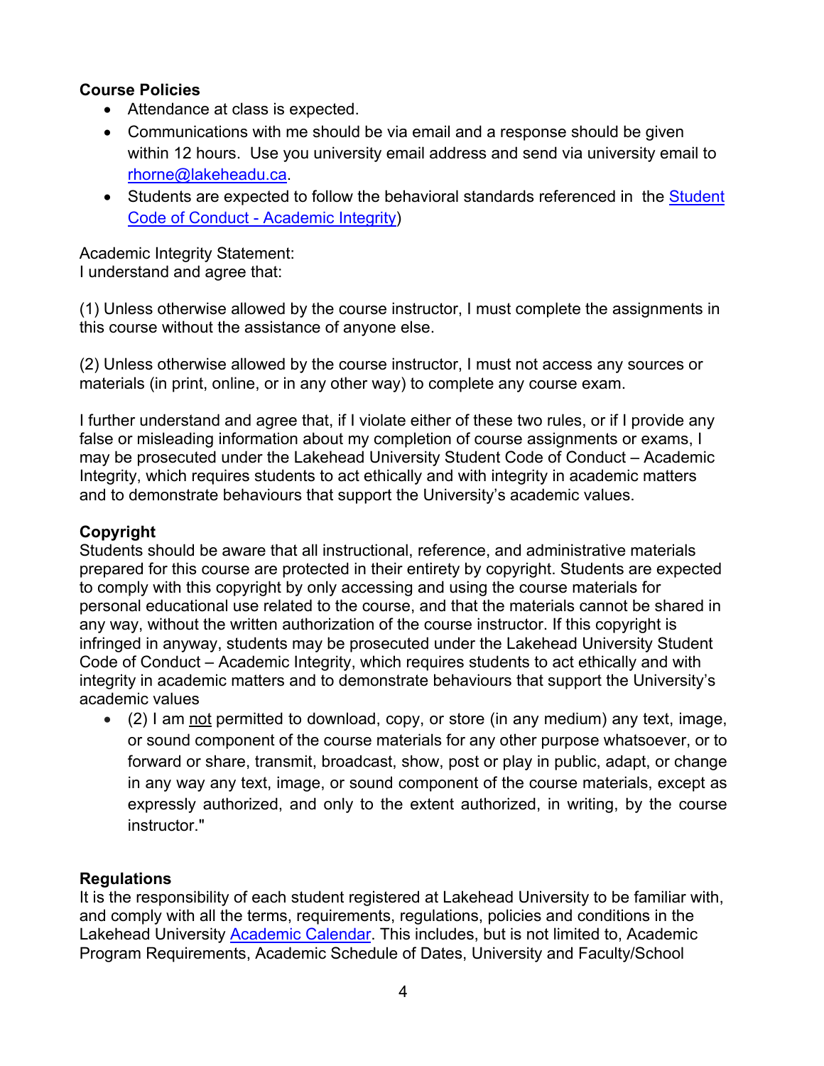**Course Policies**

- Attendance at class is expected.
- Communications with me should be via email and a response should be given within 12 hours. Use you university email address and send via university email to [rhorne@lakeheadu.ca](mailto:rhorne@lakeheadu.ca).
- Students are expected to follow the behavioral standards referenced in the [Student Code of Conduct - Academic Integrity](#))

Academic Integrity Statement:
I understand and agree that:

(1) Unless otherwise allowed by the course instructor, I must complete the assignments in this course without the assistance of anyone else.

(2) Unless otherwise allowed by the course instructor, I must not access any sources or materials (in print, online, or in any other way) to complete any course exam.

I further understand and agree that, if I violate either of these two rules, or if I provide any false or misleading information about my completion of course assignments or exams, I may be prosecuted under the Lakehead University Student Code of Conduct – Academic Integrity, which requires students to act ethically and with integrity in academic matters and to demonstrate behaviours that support the University's academic values.

**Copyright**

Students should be aware that all instructional, reference, and administrative materials prepared for this course are protected in their entirety by copyright. Students are expected to comply with this copyright by only accessing and using the course materials for personal educational use related to the course, and that the materials cannot be shared in any way, without the written authorization of the course instructor. If this copyright is infringed in anyway, students may be prosecuted under the Lakehead University Student Code of Conduct – Academic Integrity, which requires students to act ethically and with integrity in academic matters and to demonstrate behaviours that support the University's academic values

- (2) I am <u>not</u> permitted to download, copy, or store (in any medium) any text, image, or sound component of the course materials for any other purpose whatsoever, or to forward or share, transmit, broadcast, show, post or play in public, adapt, or change in any way any text, image, or sound component of the course materials, except as expressly authorized, and only to the extent authorized, in writing, by the course instructor."

**Regulations**

It is the responsibility of each student registered at Lakehead University to be familiar with, and comply with all the terms, requirements, regulations, policies and conditions in the Lakehead University [Academic Calendar](#). This includes, but is not limited to, Academic Program Requirements, Academic Schedule of Dates, University and Faculty/School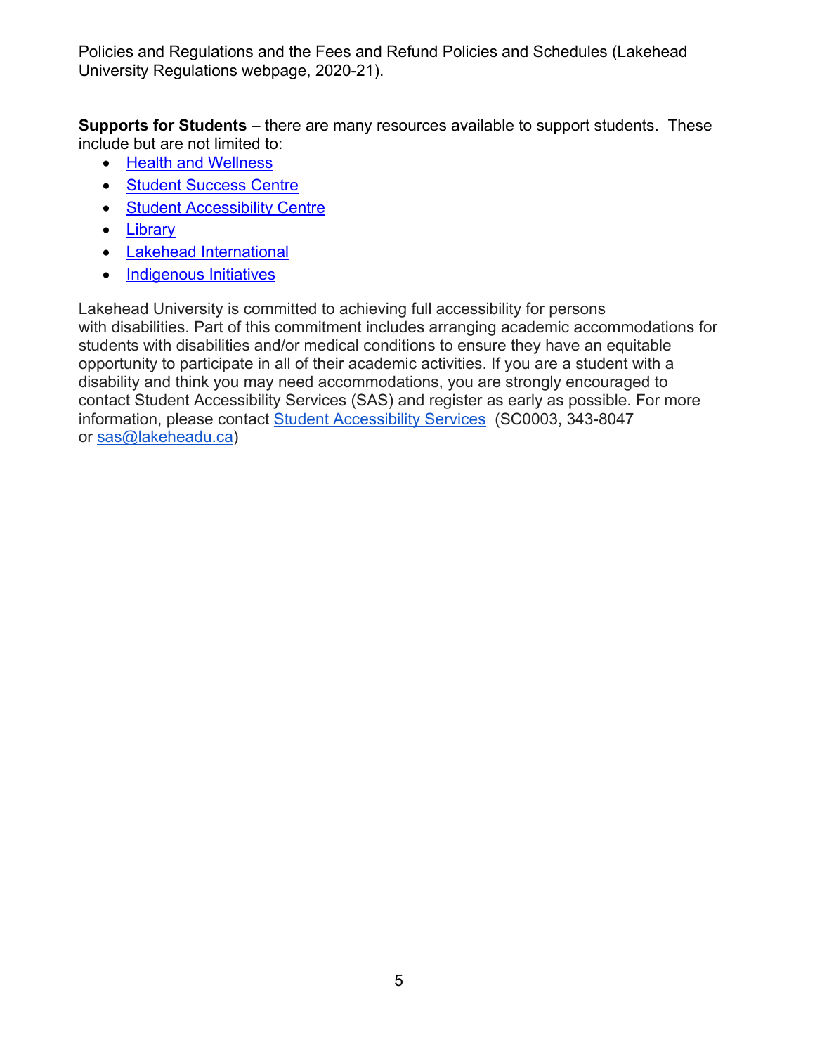Policies and Regulations and the Fees and Refund Policies and Schedules (Lakehead University Regulations webpage, 2020-21).

**Supports for Students** – there are many resources available to support students. These include but are not limited to:

- Health and Wellness
- Student Success Centre
- Student Accessibility Centre
- Library
- Lakehead International
- Indigenous Initiatives

Lakehead University is committed to achieving full accessibility for persons with disabilities. Part of this commitment includes arranging academic accommodations for students with disabilities and/or medical conditions to ensure they have an equitable opportunity to participate in all of their academic activities. If you are a student with a disability and think you may need accommodations, you are strongly encouraged to contact Student Accessibility Services (SAS) and register as early as possible. For more information, please contact Student Accessibility Services (SC0003, 343-8047 or sas@lakeheadu.ca)